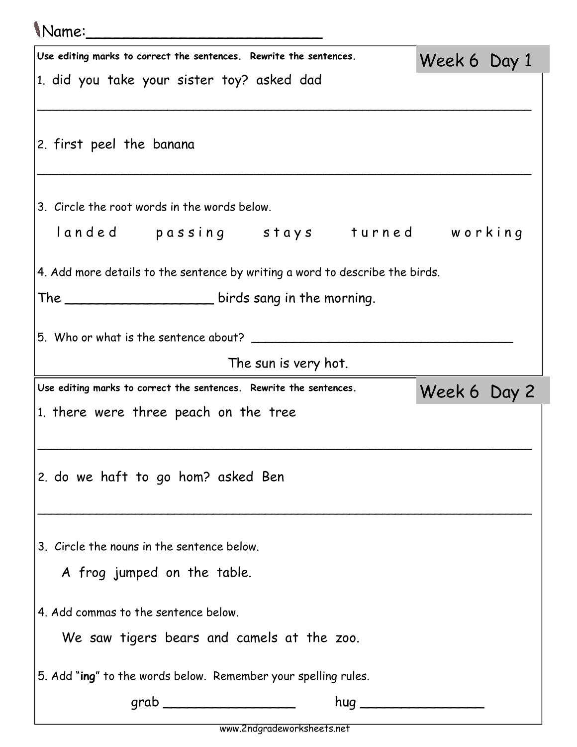Name:___________________________

## Week 6 Day 1

Use editing marks to correct the sentences. Rewrite the sentences.

1. did you take your sister toy? asked dad

_______________________________________________________________

2. first peel the banana

_______________________________________________________________

3. Circle the root words in the words below.

l a n d e d    p a s s i n g    s t a y s    t u r n e d    w o r k i n g

4. Add more details to the sentence by writing a word to describe the birds.

The __________________ birds sang in the morning.

5. Who or what is the sentence about? ___________________________________

The sun is very hot.

## Week 6 Day 2

Use editing marks to correct the sentences. Rewrite the sentences.

1. there were three peach on the tree

_______________________________________________________________

2. do we haft to go hom? asked Ben

_______________________________________________________________

3. Circle the nouns in the sentence below.

A frog jumped on the table.

4. Add commas to the sentence below.

We saw tigers bears and camels at the zoo.

5. Add "**ing**" to the words below. Remember your spelling rules.

grab _________________    hug _______________

www.2ndgradeworksheets.net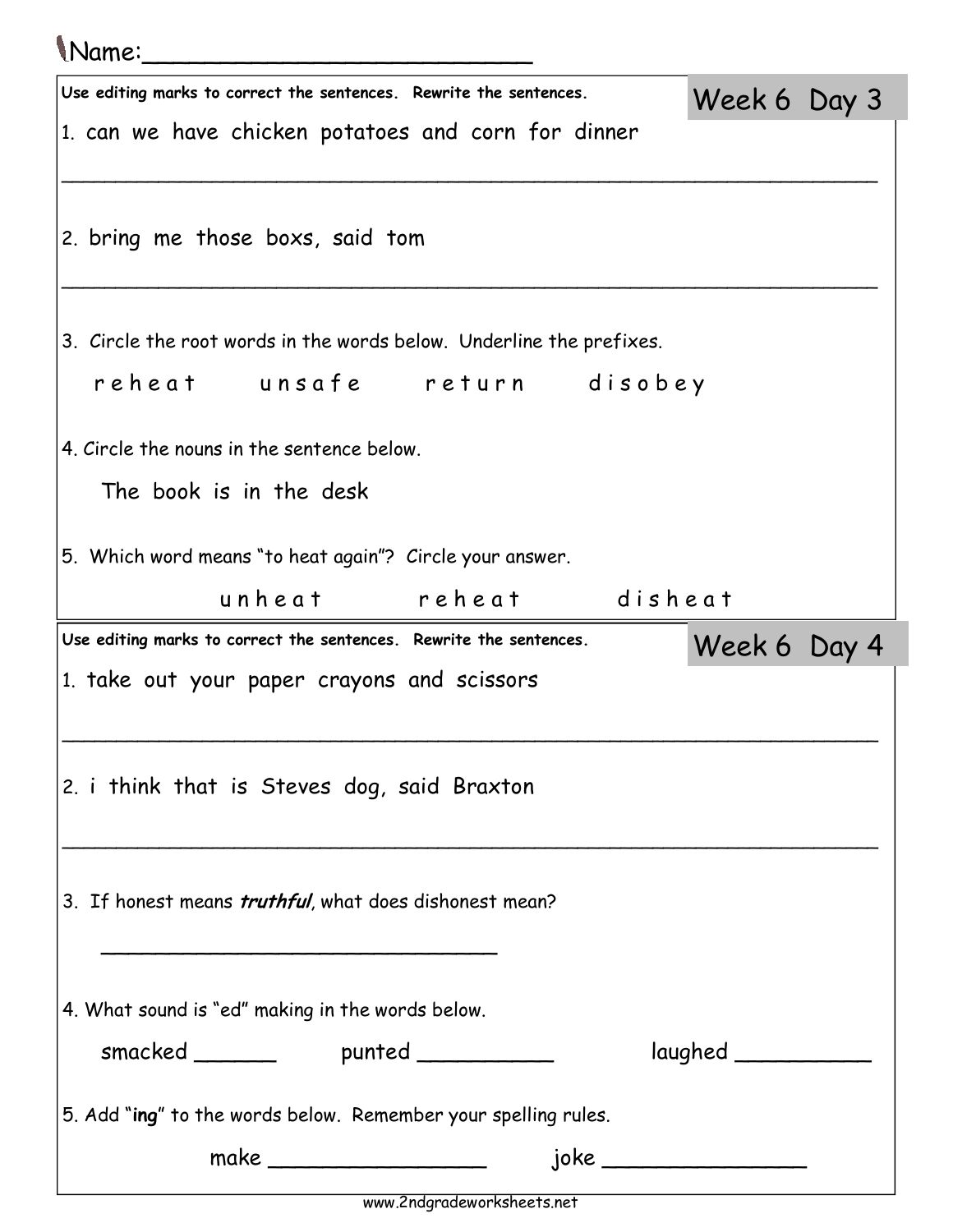Name:_________________________

## Week 6 Day 3

Use editing marks to correct the sentences. Rewrite the sentences.

1. can we have chicken potatoes and corn for dinner

_______________________________________________________________

2. bring me those boxs, said tom

_______________________________________________________________

3. Circle the root words in the words below. Underline the prefixes.

r e h e a t &nbsp;&nbsp;&nbsp; u n s a f e &nbsp;&nbsp;&nbsp; r e t u r n &nbsp;&nbsp;&nbsp; d i s o b e y

4. Circle the nouns in the sentence below.

The book is in the desk

5. Which word means "to heat again"? Circle your answer.

u n h e a t &nbsp;&nbsp;&nbsp; r e h e a t &nbsp;&nbsp;&nbsp; d i s h e a t

## Week 6 Day 4

Use editing marks to correct the sentences. Rewrite the sentences.

1. take out your paper crayons and scissors

_______________________________________________________________

2. i think that is Steves dog, said Braxton

_______________________________________________________________

3. If honest means ***truthful***, what does dishonest mean?

_______________________________

4. What sound is "ed" making in the words below.

smacked ______ &nbsp;&nbsp;&nbsp; punted __________ &nbsp;&nbsp;&nbsp; laughed __________

5. Add "**ing**" to the words below. Remember your spelling rules.

make ________________ &nbsp;&nbsp;&nbsp; joke _______________

www.2ndgradeworksheets.net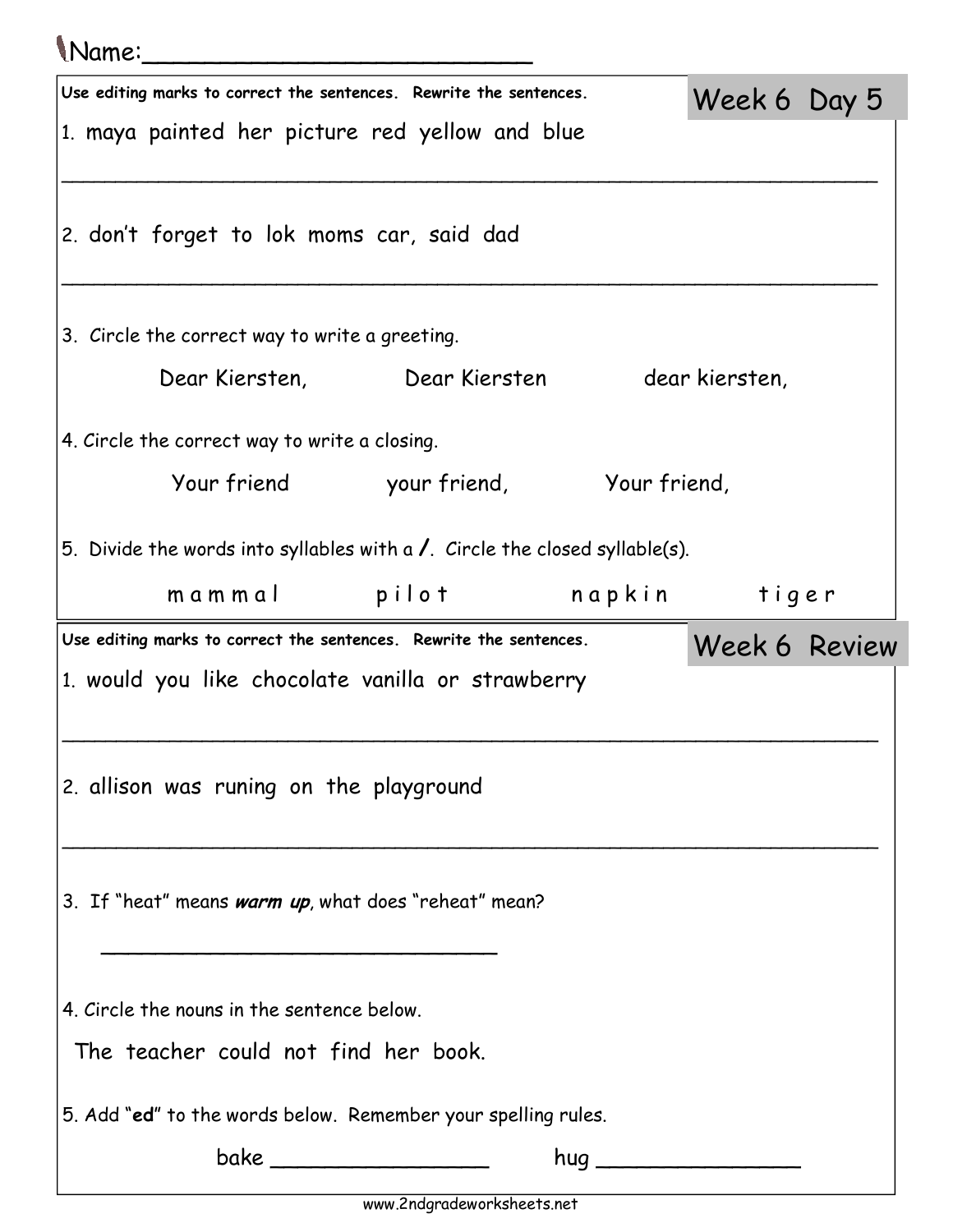Name:_________________________

## Week 6 Day 5

**Use editing marks to correct the sentences. Rewrite the sentences.**

1. maya painted her picture red yellow and blue

_______________________________________________________________

2. don't forget to lok moms car, said dad

_______________________________________________________________

3. Circle the correct way to write a greeting.

Dear Kiersten,    Dear Kiersten    dear kiersten,

4. Circle the correct way to write a closing.

Your friend    your friend,    Your friend,

5. Divide the words into syllables with a **/**. Circle the closed syllable(s).

m a m m a l    p i l o t    n a p k i n    t i g e r

## Week 6 Review

**Use editing marks to correct the sentences. Rewrite the sentences.**

1. would you like chocolate vanilla or strawberry

_______________________________________________________________

2. allison was runing on the playground

_______________________________________________________________

3. If "heat" means ***warm up***, what does "reheat" mean?

______________________________

4. Circle the nouns in the sentence below.

The teacher could not find her book.

5. Add "**ed**" to the words below. Remember your spelling rules.

bake ________________    hug ________________

www.2ndgradeworksheets.net